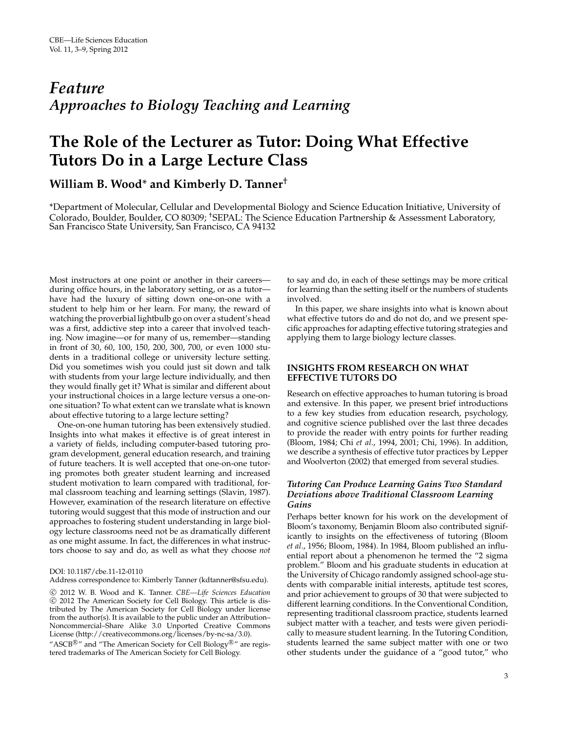*Feature*

*Approaches to Biology Teaching and Learning*

# The Role of the Lecturer as Tutor: Doing What Effective Tutors Do in a Large Lecture Class

**William B. Wood* and Kimberly D. Tanner†**

*Department of Molecular, Cellular and Developmental Biology and Science Education Initiative, University of Colorado, Boulder, Boulder, CO 80309; †SEPAL: The Science Education Partnership & Assessment Laboratory, San Francisco State University, San Francisco, CA 94132

Most instructors at one point or another in their careers—during office hours, in the laboratory setting, or as a tutor—have had the luxury of sitting down one-on-one with a student to help him or her learn. For many, the reward of watching the proverbial lightbulb go on over a student's head was a first, addictive step into a career that involved teaching. Now imagine—or for many of us, remember—standing in front of 30, 60, 100, 150, 200, 300, 700, or even 1000 students in a traditional college or university lecture setting. Did you sometimes wish you could just sit down and talk with students from your large lecture individually, and then they would finally get it? What is similar and different about your instructional choices in a large lecture versus a one-on-one situation? To what extent can we translate what is known about effective tutoring to a large lecture setting?

One-on-one human tutoring has been extensively studied. Insights into what makes it effective is of great interest in a variety of fields, including computer-based tutoring program development, general education research, and training of future teachers. It is well accepted that one-on-one tutoring promotes both greater student learning and increased student motivation to learn compared with traditional, formal classroom teaching and learning settings (Slavin, 1987). However, examination of the research literature on effective tutoring would suggest that this mode of instruction and our approaches to fostering student understanding in large biology lecture classrooms need not be as dramatically different as one might assume. In fact, the differences in what instructors choose to say and do, as well as what they choose *not* to say and do, in each of these settings may be more critical for learning than the setting itself or the numbers of students involved.

DOI: 10.1187/cbe.11-12-0110

Address correspondence to: Kimberly Tanner (kdtanner@sfsu.edu).

© 2012 W. B. Wood and K. Tanner. *CBE—Life Sciences Education* © 2012 The American Society for Cell Biology. This article is distributed by The American Society for Cell Biology under license from the author(s). It is available to the public under an Attribution–Noncommercial–Share Alike 3.0 Unported Creative Commons License (http://creativecommons.org/licenses/by-nc-sa/3.0).

"ASCB®" and "The American Society for Cell Biology®" are registered trademarks of The American Society for Cell Biology.

In this paper, we share insights into what is known about what effective tutors do and do not do, and we present specific approaches for adapting effective tutoring strategies and applying them to large biology lecture classes.

## INSIGHTS FROM RESEARCH ON WHAT EFFECTIVE TUTORS DO

Research on effective approaches to human tutoring is broad and extensive. In this paper, we present brief introductions to a few key studies from education research, psychology, and cognitive science published over the last three decades to provide the reader with entry points for further reading (Bloom, 1984; Chi *et al.*, 1994, 2001; Chi, 1996). In addition, we describe a synthesis of effective tutor practices by Lepper and Woolverton (2002) that emerged from several studies.

### *Tutoring Can Produce Learning Gains Two Standard Deviations above Traditional Classroom Learning Gains*

Perhaps better known for his work on the development of Bloom's taxonomy, Benjamin Bloom also contributed significantly to insights on the effectiveness of tutoring (Bloom *et al.*, 1956; Bloom, 1984). In 1984, Bloom published an influential report about a phenomenon he termed the "2 sigma problem." Bloom and his graduate students in education at the University of Chicago randomly assigned school-age students with comparable initial interests, aptitude test scores, and prior achievement to groups of 30 that were subjected to different learning conditions. In the Conventional Condition, representing traditional classroom practice, students learned subject matter with a teacher, and tests were given periodically to measure student learning. In the Tutoring Condition, students learned the same subject matter with one or two other students under the guidance of a "good tutor," who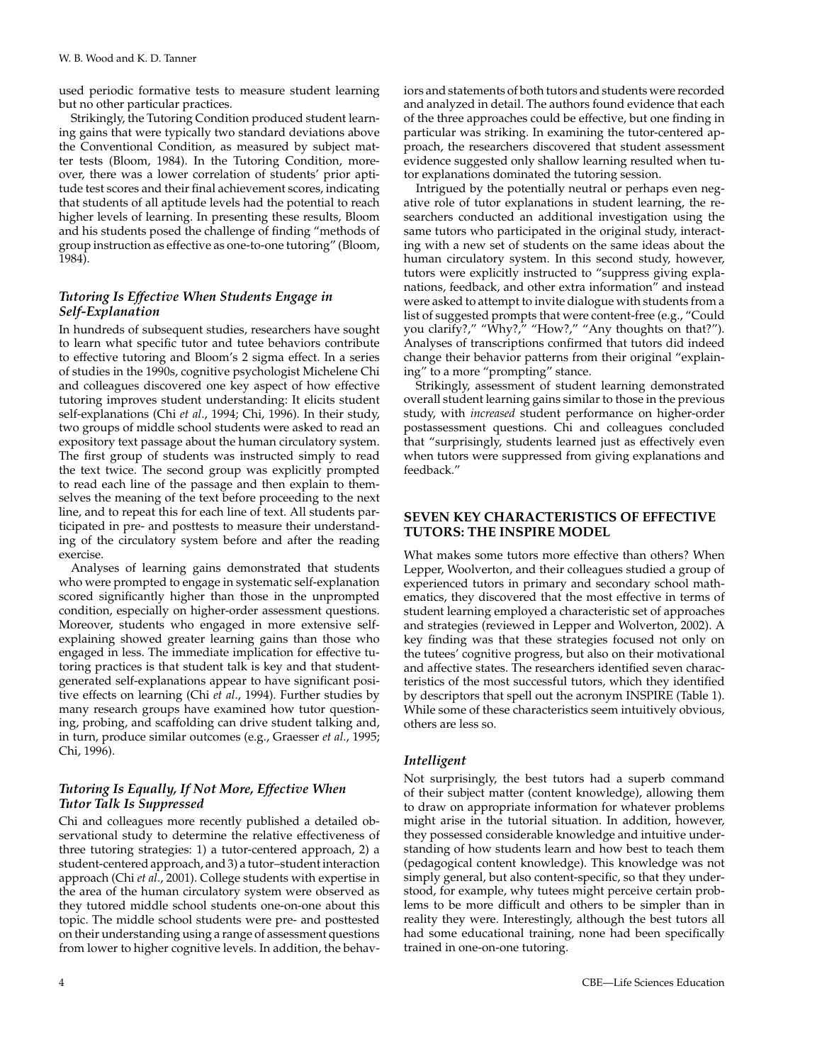used periodic formative tests to measure student learning but no other particular practices.

Strikingly, the Tutoring Condition produced student learning gains that were typically two standard deviations above the Conventional Condition, as measured by subject matter tests (Bloom, 1984). In the Tutoring Condition, moreover, there was a lower correlation of students' prior aptitude test scores and their final achievement scores, indicating that students of all aptitude levels had the potential to reach higher levels of learning. In presenting these results, Bloom and his students posed the challenge of finding "methods of group instruction as effective as one-to-one tutoring" (Bloom, 1984).

### *Tutoring Is Effective When Students Engage in Self-Explanation*

In hundreds of subsequent studies, researchers have sought to learn what specific tutor and tutee behaviors contribute to effective tutoring and Bloom's 2 sigma effect. In a series of studies in the 1990s, cognitive psychologist Michelene Chi and colleagues discovered one key aspect of how effective tutoring improves student understanding: It elicits student self-explanations (Chi *et al.*, 1994; Chi, 1996). In their study, two groups of middle school students were asked to read an expository text passage about the human circulatory system. The first group of students was instructed simply to read the text twice. The second group was explicitly prompted to read each line of the passage and then explain to themselves the meaning of the text before proceeding to the next line, and to repeat this for each line of text. All students participated in pre- and posttests to measure their understanding of the circulatory system before and after the reading exercise.

Analyses of learning gains demonstrated that students who were prompted to engage in systematic self-explanation scored significantly higher than those in the unprompted condition, especially on higher-order assessment questions. Moreover, students who engaged in more extensive self-explaining showed greater learning gains than those who engaged in less. The immediate implication for effective tutoring practices is that student talk is key and that student-generated self-explanations appear to have significant positive effects on learning (Chi *et al.*, 1994). Further studies by many research groups have examined how tutor questioning, probing, and scaffolding can drive student talking and, in turn, produce similar outcomes (e.g., Graesser *et al.*, 1995; Chi, 1996).

### *Tutoring Is Equally, If Not More, Effective When Tutor Talk Is Suppressed*

Chi and colleagues more recently published a detailed observational study to determine the relative effectiveness of three tutoring strategies: 1) a tutor-centered approach, 2) a student-centered approach, and 3) a tutor–student interaction approach (Chi *et al.*, 2001). College students with expertise in the area of the human circulatory system were observed as they tutored middle school students one-on-one about this topic. The middle school students were pre- and posttested on their understanding using a range of assessment questions from lower to higher cognitive levels. In addition, the behaviors and statements of both tutors and students were recorded and analyzed in detail. The authors found evidence that each of the three approaches could be effective, but one finding in particular was striking. In examining the tutor-centered approach, the researchers discovered that student assessment evidence suggested only shallow learning resulted when tutor explanations dominated the tutoring session.

Intrigued by the potentially neutral or perhaps even negative role of tutor explanations in student learning, the researchers conducted an additional investigation using the same tutors who participated in the original study, interacting with a new set of students on the same ideas about the human circulatory system. In this second study, however, tutors were explicitly instructed to "suppress giving explanations, feedback, and other extra information" and instead were asked to attempt to invite dialogue with students from a list of suggested prompts that were content-free (e.g., "Could you clarify?," "Why?," "How?," "Any thoughts on that?"). Analyses of transcriptions confirmed that tutors did indeed change their behavior patterns from their original "explaining" to a more "prompting" stance.

Strikingly, assessment of student learning demonstrated overall student learning gains similar to those in the previous study, with *increased* student performance on higher-order postassessment questions. Chi and colleagues concluded that "surprisingly, students learned just as effectively even when tutors were suppressed from giving explanations and feedback."

## SEVEN KEY CHARACTERISTICS OF EFFECTIVE TUTORS: THE INSPIRE MODEL

What makes some tutors more effective than others? When Lepper, Woolverton, and their colleagues studied a group of experienced tutors in primary and secondary school mathematics, they discovered that the most effective in terms of student learning employed a characteristic set of approaches and strategies (reviewed in Lepper and Wolverton, 2002). A key finding was that these strategies focused not only on the tutees' cognitive progress, but also on their motivational and affective states. The researchers identified seven characteristics of the most successful tutors, which they identified by descriptors that spell out the acronym INSPIRE (Table 1). While some of these characteristics seem intuitively obvious, others are less so.

### *Intelligent*

Not surprisingly, the best tutors had a superb command of their subject matter (content knowledge), allowing them to draw on appropriate information for whatever problems might arise in the tutorial situation. In addition, however, they possessed considerable knowledge and intuitive understanding of how students learn and how best to teach them (pedagogical content knowledge). This knowledge was not simply general, but also content-specific, so that they understood, for example, why tutees might perceive certain problems to be more difficult and others to be simpler than in reality they were. Interestingly, although the best tutors all had some educational training, none had been specifically trained in one-on-one tutoring.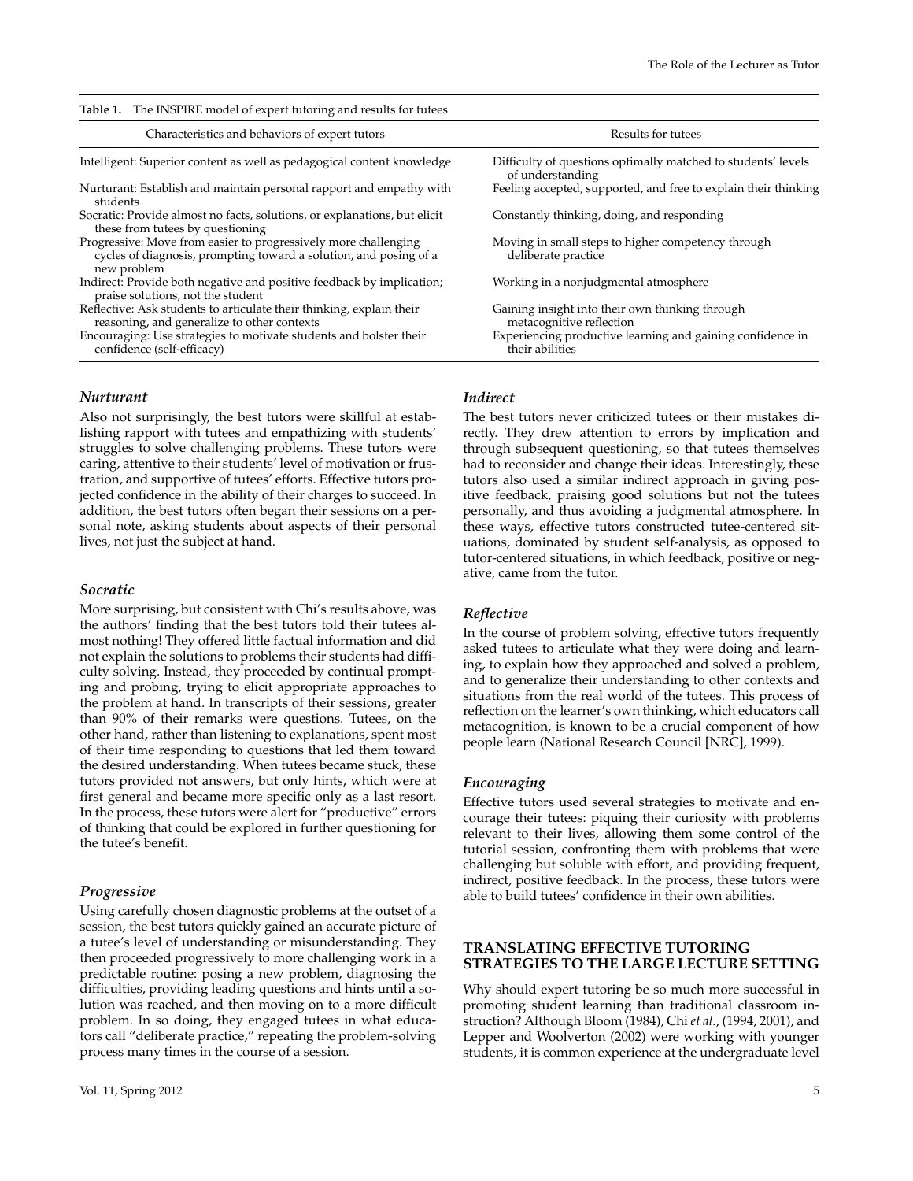**Table 1.** The INSPIRE model of expert tutoring and results for tutees

| Characteristics and behaviors of expert tutors | Results for tutees |
|---|---|
| Intelligent: Superior content as well as pedagogical content knowledge | Difficulty of questions optimally matched to students' levels of understanding |
| Nurturant: Establish and maintain personal rapport and empathy with students | Feeling accepted, supported, and free to explain their thinking |
| Socratic: Provide almost no facts, solutions, or explanations, but elicit these from tutees by questioning | Constantly thinking, doing, and responding |
| Progressive: Move from easier to progressively more challenging cycles of diagnosis, prompting toward a solution, and posing of a new problem | Moving in small steps to higher competency through deliberate practice |
| Indirect: Provide both negative and positive feedback by implication; praise solutions, not the student | Working in a nonjudgmental atmosphere |
| Reflective: Ask students to articulate their thinking, explain their reasoning, and generalize to other contexts | Gaining insight into their own thinking through metacognitive reflection |
| Encouraging: Use strategies to motivate students and bolster their confidence (self-efficacy) | Experiencing productive learning and gaining confidence in their abilities |

### *Nurturant*

Also not surprisingly, the best tutors were skillful at establishing rapport with tutees and empathizing with students' struggles to solve challenging problems. These tutors were caring, attentive to their students' level of motivation or frustration, and supportive of tutees' efforts. Effective tutors projected confidence in the ability of their charges to succeed. In addition, the best tutors often began their sessions on a personal note, asking students about aspects of their personal lives, not just the subject at hand.

### *Socratic*

More surprising, but consistent with Chi's results above, was the authors' finding that the best tutors told their tutees almost nothing! They offered little factual information and did not explain the solutions to problems their students had difficulty solving. Instead, they proceeded by continual prompting and probing, trying to elicit appropriate approaches to the problem at hand. In transcripts of their sessions, greater than 90% of their remarks were questions. Tutees, on the other hand, rather than listening to explanations, spent most of their time responding to questions that led them toward the desired understanding. When tutees became stuck, these tutors provided not answers, but only hints, which were at first general and became more specific only as a last resort. In the process, these tutors were alert for "productive" errors of thinking that could be explored in further questioning for the tutee's benefit.

### *Progressive*

Using carefully chosen diagnostic problems at the outset of a session, the best tutors quickly gained an accurate picture of a tutee's level of understanding or misunderstanding. They then proceeded progressively to more challenging work in a predictable routine: posing a new problem, diagnosing the difficulties, providing leading questions and hints until a solution was reached, and then moving on to a more difficult problem. In so doing, they engaged tutees in what educators call "deliberate practice," repeating the problem-solving process many times in the course of a session.

### *Indirect*

The best tutors never criticized tutees or their mistakes directly. They drew attention to errors by implication and through subsequent questioning, so that tutees themselves had to reconsider and change their ideas. Interestingly, these tutors also used a similar indirect approach in giving positive feedback, praising good solutions but not the tutees personally, and thus avoiding a judgmental atmosphere. In these ways, effective tutors constructed tutee-centered situations, dominated by student self-analysis, as opposed to tutor-centered situations, in which feedback, positive or negative, came from the tutor.

### *Reflective*

In the course of problem solving, effective tutors frequently asked tutees to articulate what they were doing and learning, to explain how they approached and solved a problem, and to generalize their understanding to other contexts and situations from the real world of the tutees. This process of reflection on the learner's own thinking, which educators call metacognition, is known to be a crucial component of how people learn (National Research Council [NRC], 1999).

### *Encouraging*

Effective tutors used several strategies to motivate and encourage their tutees: piquing their curiosity with problems relevant to their lives, allowing them some control of the tutorial session, confronting them with problems that were challenging but soluble with effort, and providing frequent, indirect, positive feedback. In the process, these tutors were able to build tutees' confidence in their own abilities.

## TRANSLATING EFFECTIVE TUTORING STRATEGIES TO THE LARGE LECTURE SETTING

Why should expert tutoring be so much more successful in promoting student learning than traditional classroom instruction? Although Bloom (1984), Chi *et al.*, (1994, 2001), and Lepper and Woolverton (2002) were working with younger students, it is common experience at the undergraduate level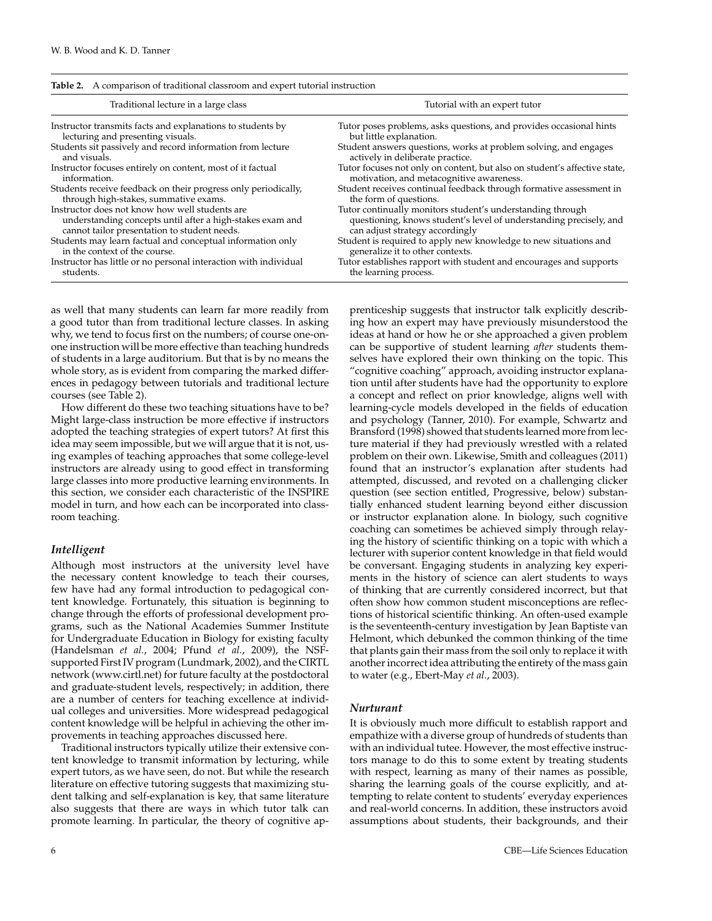**Table 2.** A comparison of traditional classroom and expert tutorial instruction

| Traditional lecture in a large class | Tutorial with an expert tutor |
| --- | --- |
| Instructor transmits facts and explanations to students by lecturing and presenting visuals. | Tutor poses problems, asks questions, and provides occasional hints but little explanation. |
| Students sit passively and record information from lecture and visuals. | Student answers questions, works at problem solving, and engages actively in deliberate practice. |
| Instructor focuses entirely on content, most of it factual information. | Tutor focuses not only on content, but also on student's affective state, motivation, and metacognitive awareness. |
| Students receive feedback on their progress only periodically, through high-stakes, summative exams. | Student receives continual feedback through formative assessment in the form of questions. |
| Instructor does not know how well students are understanding concepts until after a high-stakes exam and cannot tailor presentation to student needs. | Tutor continually monitors student's understanding through questioning, knows student's level of understanding precisely, and can adjust strategy accordingly |
| Students may learn factual and conceptual information only in the context of the course. | Student is required to apply new knowledge to new situations and generalize it to other contexts. |
| Instructor has little or no personal interaction with individual students. | Tutor establishes rapport with student and encourages and supports the learning process. |

as well that many students can learn far more readily from a good tutor than from traditional lecture classes. In asking why, we tend to focus first on the numbers; of course one-on-one instruction will be more effective than teaching hundreds of students in a large auditorium. But that is by no means the whole story, as is evident from comparing the marked differences in pedagogy between tutorials and traditional lecture courses (see Table 2).

How different do these two teaching situations have to be? Might large-class instruction be more effective if instructors adopted the teaching strategies of expert tutors? At first this idea may seem impossible, but we will argue that it is not, using examples of teaching approaches that some college-level instructors are already using to good effect in transforming large classes into more productive learning environments. In this section, we consider each characteristic of the INSPIRE model in turn, and how each can be incorporated into classroom teaching.

### *Intelligent*

Although most instructors at the university level have the necessary content knowledge to teach their courses, few have had any formal introduction to pedagogical content knowledge. Fortunately, this situation is beginning to change through the efforts of professional development programs, such as the National Academies Summer Institute for Undergraduate Education in Biology for existing faculty (Handelsman *et al.*, 2004; Pfund *et al.*, 2009), the NSF-supported First IV program (Lundmark, 2002), and the CIRTL network (www.cirtl.net) for future faculty at the postdoctoral and graduate-student levels, respectively; in addition, there are a number of centers for teaching excellence at individual colleges and universities. More widespread pedagogical content knowledge will be helpful in achieving the other improvements in teaching approaches discussed here.

Traditional instructors typically utilize their extensive content knowledge to transmit information by lecturing, while expert tutors, as we have seen, do not. But while the research literature on effective tutoring suggests that maximizing student talking and self-explanation is key, that same literature also suggests that there are ways in which tutor talk can promote learning. In particular, the theory of cognitive apprenticeship suggests that instructor talk explicitly describing how an expert may have previously misunderstood the ideas at hand or how he or she approached a given problem can be supportive of student learning *after* students themselves have explored their own thinking on the topic. This "cognitive coaching" approach, avoiding instructor explanation until after students have had the opportunity to explore a concept and reflect on prior knowledge, aligns well with learning-cycle models developed in the fields of education and psychology (Tanner, 2010). For example, Schwartz and Bransford (1998) showed that students learned more from lecture material if they had previously wrestled with a related problem on their own. Likewise, Smith and colleagues (2011) found that an instructor's explanation after students had attempted, discussed, and revoted on a challenging clicker question (see section entitled, Progressive, below) substantially enhanced student learning beyond either discussion or instructor explanation alone. In biology, such cognitive coaching can sometimes be achieved simply through relaying the history of scientific thinking on a topic with which a lecturer with superior content knowledge in that field would be conversant. Engaging students in analyzing key experiments in the history of science can alert students to ways of thinking that are currently considered incorrect, but that often show how common student misconceptions are reflections of historical scientific thinking. An often-used example is the seventeenth-century investigation by Jean Baptiste van Helmont, which debunked the common thinking of the time that plants gain their mass from the soil only to replace it with another incorrect idea attributing the entirety of the mass gain to water (e.g., Ebert-May *et al.*, 2003).

### *Nurturant*

It is obviously much more difficult to establish rapport and empathize with a diverse group of hundreds of students than with an individual tutee. However, the most effective instructors manage to do this to some extent by treating students with respect, learning as many of their names as possible, sharing the learning goals of the course explicitly, and attempting to relate content to students' everyday experiences and real-world concerns. In addition, these instructors avoid assumptions about students, their backgrounds, and their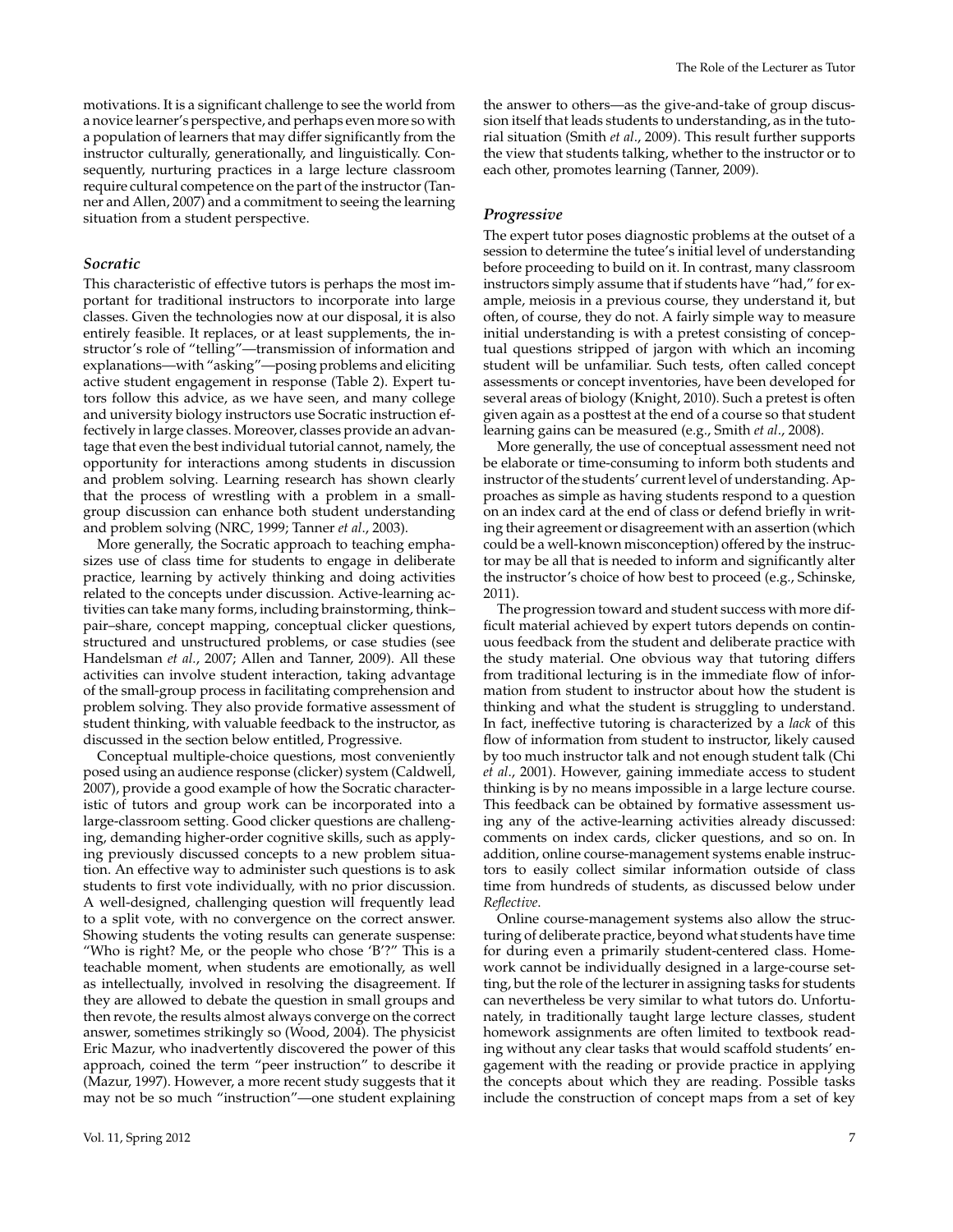motivations. It is a significant challenge to see the world from a novice learner's perspective, and perhaps even more so with a population of learners that may differ significantly from the instructor culturally, generationally, and linguistically. Consequently, nurturing practices in a large lecture classroom require cultural competence on the part of the instructor (Tanner and Allen, 2007) and a commitment to seeing the learning situation from a student perspective.

### *Socratic*

This characteristic of effective tutors is perhaps the most important for traditional instructors to incorporate into large classes. Given the technologies now at our disposal, it is also entirely feasible. It replaces, or at least supplements, the instructor's role of "telling"—transmission of information and explanations—with "asking"—posing problems and eliciting active student engagement in response (Table 2). Expert tutors follow this advice, as we have seen, and many college and university biology instructors use Socratic instruction effectively in large classes. Moreover, classes provide an advantage that even the best individual tutorial cannot, namely, the opportunity for interactions among students in discussion and problem solving. Learning research has shown clearly that the process of wrestling with a problem in a small-group discussion can enhance both student understanding and problem solving (NRC, 1999; Tanner *et al.*, 2003).

More generally, the Socratic approach to teaching emphasizes use of class time for students to engage in deliberate practice, learning by actively thinking and doing activities related to the concepts under discussion. Active-learning activities can take many forms, including brainstorming, think–pair–share, concept mapping, conceptual clicker questions, structured and unstructured problems, or case studies (see Handelsman *et al.*, 2007; Allen and Tanner, 2009). All these activities can involve student interaction, taking advantage of the small-group process in facilitating comprehension and problem solving. They also provide formative assessment of student thinking, with valuable feedback to the instructor, as discussed in the section below entitled, Progressive.

Conceptual multiple-choice questions, most conveniently posed using an audience response (clicker) system (Caldwell, 2007), provide a good example of how the Socratic characteristic of tutors and group work can be incorporated into a large-classroom setting. Good clicker questions are challenging, demanding higher-order cognitive skills, such as applying previously discussed concepts to a new problem situation. An effective way to administer such questions is to ask students to first vote individually, with no prior discussion. A well-designed, challenging question will frequently lead to a split vote, with no convergence on the correct answer. Showing students the voting results can generate suspense: "Who is right? Me, or the people who chose 'B'?" This is a teachable moment, when students are emotionally, as well as intellectually, involved in resolving the disagreement. If they are allowed to debate the question in small groups and then revote, the results almost always converge on the correct answer, sometimes strikingly so (Wood, 2004). The physicist Eric Mazur, who inadvertently discovered the power of this approach, coined the term "peer instruction" to describe it (Mazur, 1997). However, a more recent study suggests that it may not be so much "instruction"—one student explaining the answer to others—as the give-and-take of group discussion itself that leads students to understanding, as in the tutorial situation (Smith *et al.*, 2009). This result further supports the view that students talking, whether to the instructor or to each other, promotes learning (Tanner, 2009).

### *Progressive*

The expert tutor poses diagnostic problems at the outset of a session to determine the tutee's initial level of understanding before proceeding to build on it. In contrast, many classroom instructors simply assume that if students have "had," for example, meiosis in a previous course, they understand it, but often, of course, they do not. A fairly simple way to measure initial understanding is with a pretest consisting of conceptual questions stripped of jargon with which an incoming student will be unfamiliar. Such tests, often called concept assessments or concept inventories, have been developed for several areas of biology (Knight, 2010). Such a pretest is often given again as a posttest at the end of a course so that student learning gains can be measured (e.g., Smith *et al.*, 2008).

More generally, the use of conceptual assessment need not be elaborate or time-consuming to inform both students and instructor of the students' current level of understanding. Approaches as simple as having students respond to a question on an index card at the end of class or defend briefly in writing their agreement or disagreement with an assertion (which could be a well-known misconception) offered by the instructor may be all that is needed to inform and significantly alter the instructor's choice of how best to proceed (e.g., Schinske, 2011).

The progression toward and student success with more difficult material achieved by expert tutors depends on continuous feedback from the student and deliberate practice with the study material. One obvious way that tutoring differs from traditional lecturing is in the immediate flow of information from student to instructor about how the student is thinking and what the student is struggling to understand. In fact, ineffective tutoring is characterized by a *lack* of this flow of information from student to instructor, likely caused by too much instructor talk and not enough student talk (Chi *et al.*, 2001). However, gaining immediate access to student thinking is by no means impossible in a large lecture course. This feedback can be obtained by formative assessment using any of the active-learning activities already discussed: comments on index cards, clicker questions, and so on. In addition, online course-management systems enable instructors to easily collect similar information outside of class time from hundreds of students, as discussed below under *Reflective*.

Online course-management systems also allow the structuring of deliberate practice, beyond what students have time for during even a primarily student-centered class. Homework cannot be individually designed in a large-course setting, but the role of the lecturer in assigning tasks for students can nevertheless be very similar to what tutors do. Unfortunately, in traditionally taught large lecture classes, student homework assignments are often limited to textbook reading without any clear tasks that would scaffold students' engagement with the reading or provide practice in applying the concepts about which they are reading. Possible tasks include the construction of concept maps from a set of key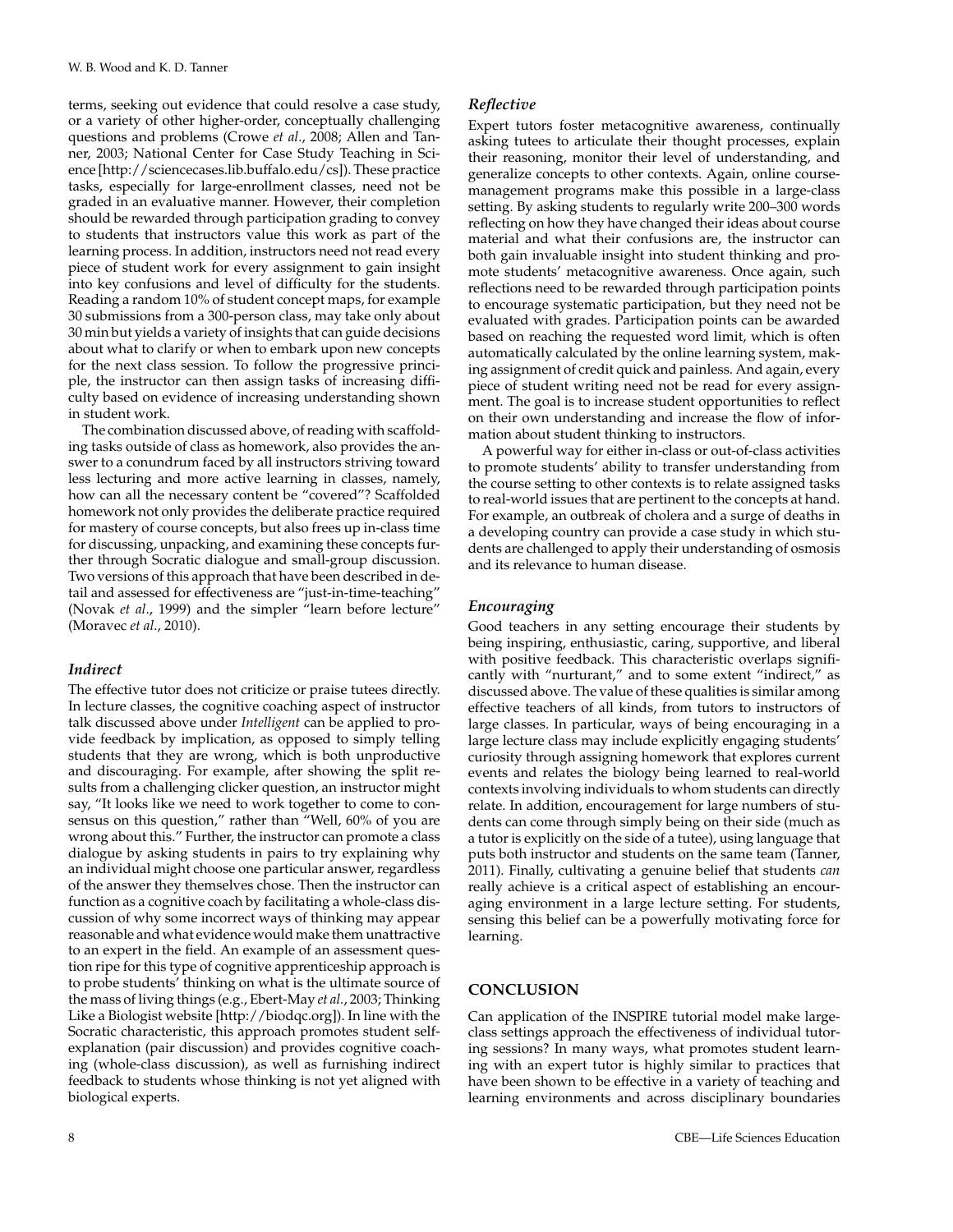terms, seeking out evidence that could resolve a case study, or a variety of other higher-order, conceptually challenging questions and problems (Crowe *et al.*, 2008; Allen and Tanner, 2003; National Center for Case Study Teaching in Science [http://sciencecases.lib.buffalo.edu/cs]). These practice tasks, especially for large-enrollment classes, need not be graded in an evaluative manner. However, their completion should be rewarded through participation grading to convey to students that instructors value this work as part of the learning process. In addition, instructors need not read every piece of student work for every assignment to gain insight into key confusions and level of difficulty for the students. Reading a random 10% of student concept maps, for example 30 submissions from a 300-person class, may take only about 30 min but yields a variety of insights that can guide decisions about what to clarify or when to embark upon new concepts for the next class session. To follow the progressive principle, the instructor can then assign tasks of increasing difficulty based on evidence of increasing understanding shown in student work.

The combination discussed above, of reading with scaffolding tasks outside of class as homework, also provides the answer to a conundrum faced by all instructors striving toward less lecturing and more active learning in classes, namely, how can all the necessary content be "covered"? Scaffolded homework not only provides the deliberate practice required for mastery of course concepts, but also frees up in-class time for discussing, unpacking, and examining these concepts further through Socratic dialogue and small-group discussion. Two versions of this approach that have been described in detail and assessed for effectiveness are "just-in-time-teaching" (Novak *et al.*, 1999) and the simpler "learn before lecture" (Moravec *et al.*, 2010).

### *Indirect*

The effective tutor does not criticize or praise tutees directly. In lecture classes, the cognitive coaching aspect of instructor talk discussed above under *Intelligent* can be applied to provide feedback by implication, as opposed to simply telling students that they are wrong, which is both unproductive and discouraging. For example, after showing the split results from a challenging clicker question, an instructor might say, "It looks like we need to work together to come to consensus on this question," rather than "Well, 60% of you are wrong about this." Further, the instructor can promote a class dialogue by asking students in pairs to try explaining why an individual might choose one particular answer, regardless of the answer they themselves chose. Then the instructor can function as a cognitive coach by facilitating a whole-class discussion of why some incorrect ways of thinking may appear reasonable and what evidence would make them unattractive to an expert in the field. An example of an assessment question ripe for this type of cognitive apprenticeship approach is to probe students' thinking on what is the ultimate source of the mass of living things (e.g., Ebert-May *et al.*, 2003; Thinking Like a Biologist website [http://biodqc.org]). In line with the Socratic characteristic, this approach promotes student self-explanation (pair discussion) and provides cognitive coaching (whole-class discussion), as well as furnishing indirect feedback to students whose thinking is not yet aligned with biological experts.

### *Reflective*

Expert tutors foster metacognitive awareness, continually asking tutees to articulate their thought processes, explain their reasoning, monitor their level of understanding, and generalize concepts to other contexts. Again, online course-management programs make this possible in a large-class setting. By asking students to regularly write 200–300 words reflecting on how they have changed their ideas about course material and what their confusions are, the instructor can both gain invaluable insight into student thinking and promote students' metacognitive awareness. Once again, such reflections need to be rewarded through participation points to encourage systematic participation, but they need not be evaluated with grades. Participation points can be awarded based on reaching the requested word limit, which is often automatically calculated by the online learning system, making assignment of credit quick and painless. And again, every piece of student writing need not be read for every assignment. The goal is to increase student opportunities to reflect on their own understanding and increase the flow of information about student thinking to instructors.

A powerful way for either in-class or out-of-class activities to promote students' ability to transfer understanding from the course setting to other contexts is to relate assigned tasks to real-world issues that are pertinent to the concepts at hand. For example, an outbreak of cholera and a surge of deaths in a developing country can provide a case study in which students are challenged to apply their understanding of osmosis and its relevance to human disease.

### *Encouraging*

Good teachers in any setting encourage their students by being inspiring, enthusiastic, caring, supportive, and liberal with positive feedback. This characteristic overlaps significantly with "nurturant," and to some extent "indirect," as discussed above. The value of these qualities is similar among effective teachers of all kinds, from tutors to instructors of large classes. In particular, ways of being encouraging in a large lecture class may include explicitly engaging students' curiosity through assigning homework that explores current events and relates the biology being learned to real-world contexts involving individuals to whom students can directly relate. In addition, encouragement for large numbers of students can come through simply being on their side (much as a tutor is explicitly on the side of a tutee), using language that puts both instructor and students on the same team (Tanner, 2011). Finally, cultivating a genuine belief that students *can* really achieve is a critical aspect of establishing an encouraging environment in a large lecture setting. For students, sensing this belief can be a powerfully motivating force for learning.

## CONCLUSION

Can application of the INSPIRE tutorial model make large-class settings approach the effectiveness of individual tutoring sessions? In many ways, what promotes student learning with an expert tutor is highly similar to practices that have been shown to be effective in a variety of teaching and learning environments and across disciplinary boundaries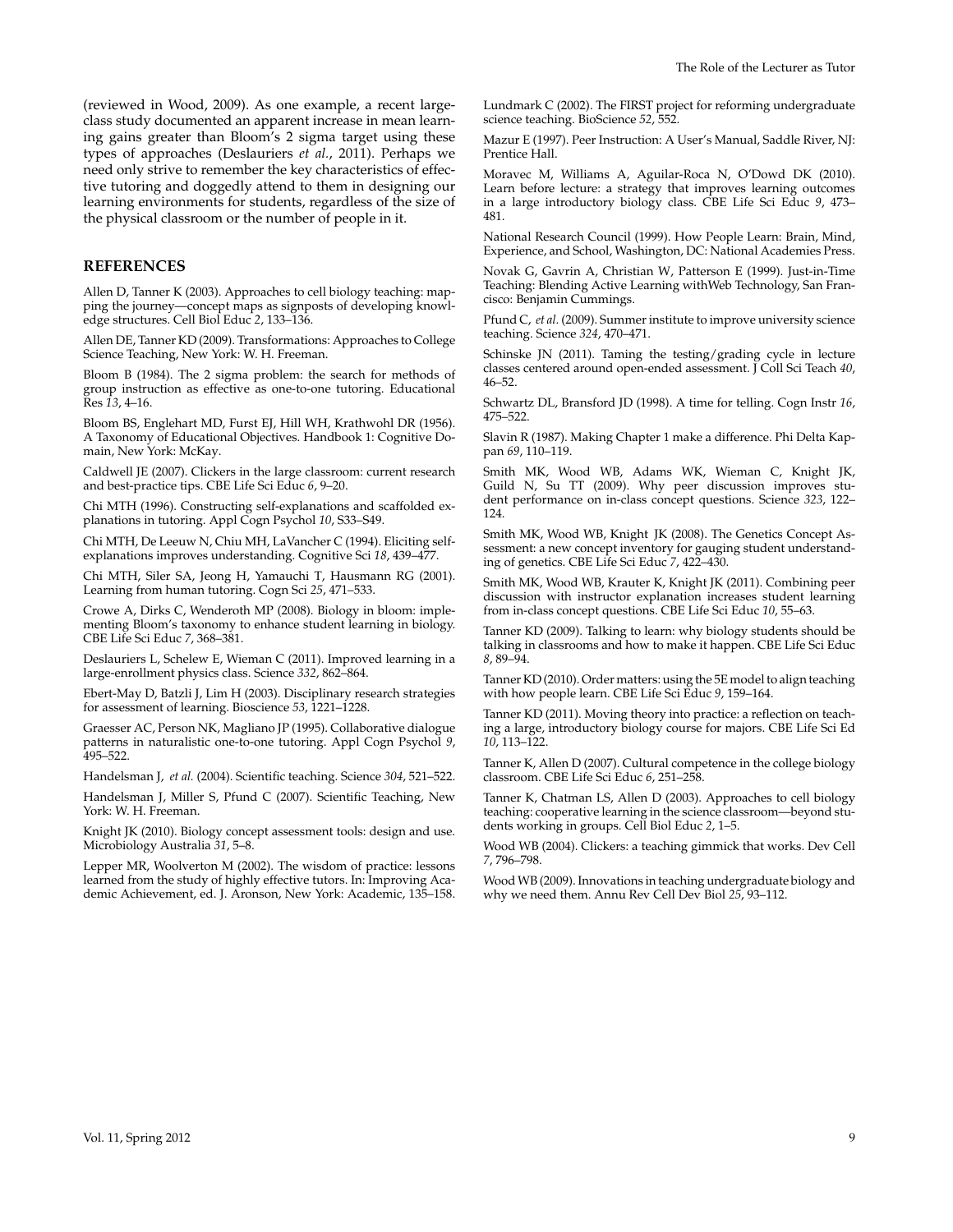(reviewed in Wood, 2009). As one example, a recent large-class study documented an apparent increase in mean learning gains greater than Bloom's 2 sigma target using these types of approaches (Deslauriers *et al.*, 2011). Perhaps we need only strive to remember the key characteristics of effective tutoring and doggedly attend to them in designing our learning environments for students, regardless of the size of the physical classroom or the number of people in it.

## REFERENCES

Allen D, Tanner K (2003). Approaches to cell biology teaching: mapping the journey—concept maps as signposts of developing knowledge structures. Cell Biol Educ *2*, 133–136.

Allen DE, Tanner KD (2009). Transformations: Approaches to College Science Teaching, New York: W. H. Freeman.

Bloom B (1984). The 2 sigma problem: the search for methods of group instruction as effective as one-to-one tutoring. Educational Res *13*, 4–16.

Bloom BS, Englehart MD, Furst EJ, Hill WH, Krathwohl DR (1956). A Taxonomy of Educational Objectives. Handbook 1: Cognitive Domain, New York: McKay.

Caldwell JE (2007). Clickers in the large classroom: current research and best-practice tips. CBE Life Sci Educ *6*, 9–20.

Chi MTH (1996). Constructing self-explanations and scaffolded explanations in tutoring. Appl Cogn Psychol *10*, S33–S49.

Chi MTH, De Leeuw N, Chiu MH, LaVancher C (1994). Eliciting self-explanations improves understanding. Cognitive Sci *18*, 439–477.

Chi MTH, Siler SA, Jeong H, Yamauchi T, Hausmann RG (2001). Learning from human tutoring. Cogn Sci *25*, 471–533.

Crowe A, Dirks C, Wenderoth MP (2008). Biology in bloom: implementing Bloom's taxonomy to enhance student learning in biology. CBE Life Sci Educ *7*, 368–381.

Deslauriers L, Schelew E, Wieman C (2011). Improved learning in a large-enrollment physics class. Science *332*, 862–864.

Ebert-May D, Batzli J, Lim H (2003). Disciplinary research strategies for assessment of learning. Bioscience *53*, 1221–1228.

Graesser AC, Person NK, Magliano JP (1995). Collaborative dialogue patterns in naturalistic one-to-one tutoring. Appl Cogn Psychol *9*, 495–522.

Handelsman J, *et al.* (2004). Scientific teaching. Science *304*, 521–522.

Handelsman J, Miller S, Pfund C (2007). Scientific Teaching, New York: W. H. Freeman.

Knight JK (2010). Biology concept assessment tools: design and use. Microbiology Australia *31*, 5–8.

Lepper MR, Woolverton M (2002). The wisdom of practice: lessons learned from the study of highly effective tutors. In: Improving Academic Achievement, ed. J. Aronson, New York: Academic, 135–158.

Lundmark C (2002). The FIRST project for reforming undergraduate science teaching. BioScience *52*, 552.

Mazur E (1997). Peer Instruction: A User's Manual, Saddle River, NJ: Prentice Hall.

Moravec M, Williams A, Aguilar-Roca N, O'Dowd DK (2010). Learn before lecture: a strategy that improves learning outcomes in a large introductory biology class. CBE Life Sci Educ *9*, 473–481.

National Research Council (1999). How People Learn: Brain, Mind, Experience, and School, Washington, DC: National Academies Press.

Novak G, Gavrin A, Christian W, Patterson E (1999). Just-in-Time Teaching: Blending Active Learning withWeb Technology, San Francisco: Benjamin Cummings.

Pfund C, *et al.* (2009). Summer institute to improve university science teaching. Science *324*, 470–471.

Schinske JN (2011). Taming the testing/grading cycle in lecture classes centered around open-ended assessment. J Coll Sci Teach *40*, 46–52.

Schwartz DL, Bransford JD (1998). A time for telling. Cogn Instr *16*, 475–522.

Slavin R (1987). Making Chapter 1 make a difference. Phi Delta Kappan *69*, 110–119.

Smith MK, Wood WB, Adams WK, Wieman C, Knight JK, Guild N, Su TT (2009). Why peer discussion improves student performance on in-class concept questions. Science *323*, 122–124.

Smith MK, Wood WB, Knight JK (2008). The Genetics Concept Assessment: a new concept inventory for gauging student understanding of genetics. CBE Life Sci Educ *7*, 422–430.

Smith MK, Wood WB, Krauter K, Knight JK (2011). Combining peer discussion with instructor explanation increases student learning from in-class concept questions. CBE Life Sci Educ *10*, 55–63.

Tanner KD (2009). Talking to learn: why biology students should be talking in classrooms and how to make it happen. CBE Life Sci Educ *8*, 89–94.

Tanner KD (2010). Order matters: using the 5E model to align teaching with how people learn. CBE Life Sci Educ *9*, 159–164.

Tanner KD (2011). Moving theory into practice: a reflection on teaching a large, introductory biology course for majors. CBE Life Sci Ed *10*, 113–122.

Tanner K, Allen D (2007). Cultural competence in the college biology classroom. CBE Life Sci Educ *6*, 251–258.

Tanner K, Chatman LS, Allen D (2003). Approaches to cell biology teaching: cooperative learning in the science classroom—beyond students working in groups. Cell Biol Educ *2*, 1–5.

Wood WB (2004). Clickers: a teaching gimmick that works. Dev Cell *7*, 796–798.

Wood WB (2009). Innovations in teaching undergraduate biology and why we need them. Annu Rev Cell Dev Biol *25*, 93–112.